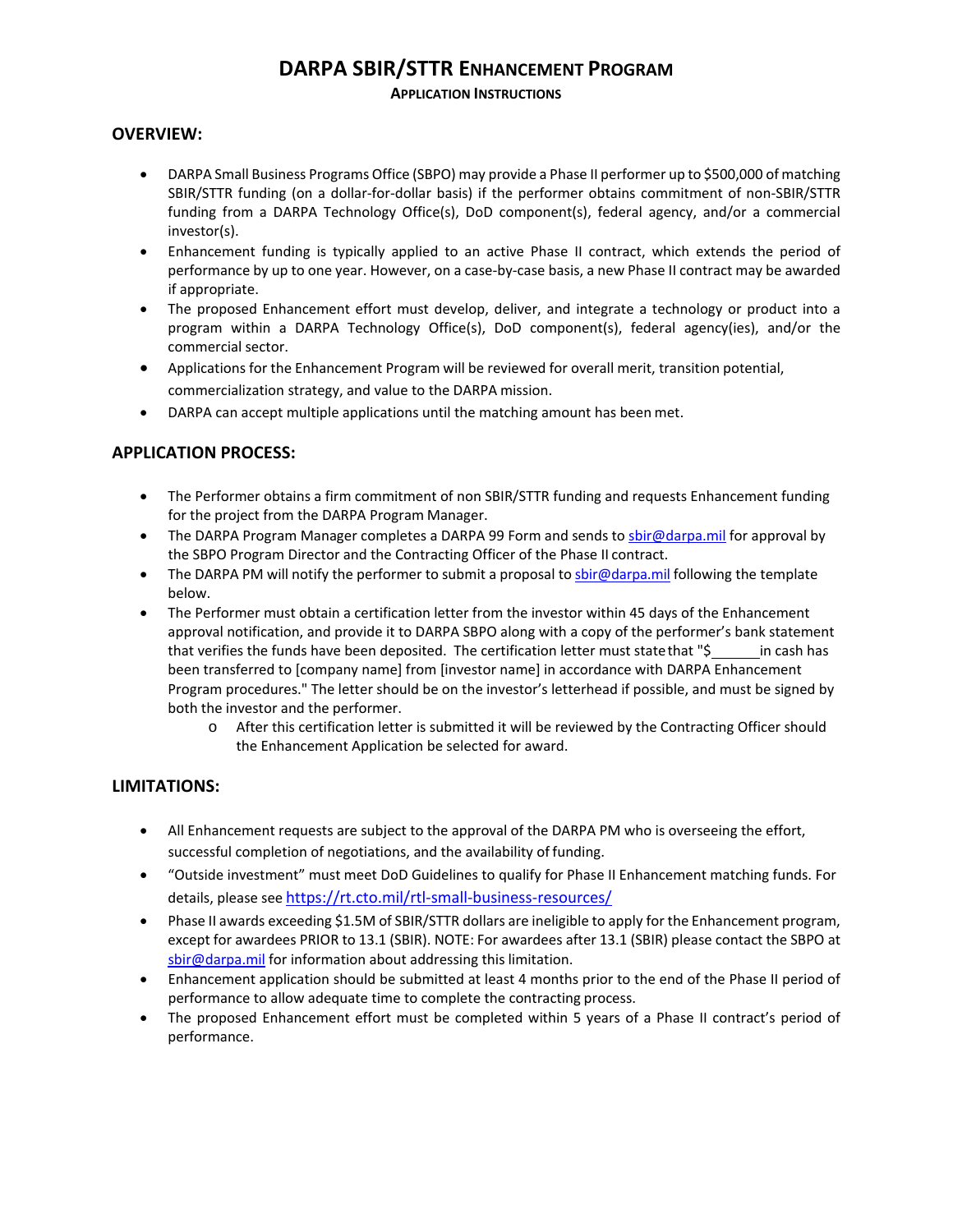# DARPA SBIR/STTR Enhancement Program

**Application Instructions**

## OVERVIEW:

- DARPA Small Business Programs Office (SBPO) may provide a Phase II performer up to $500,000 of matching SBIR/STTR funding (on a dollar-for-dollar basis) if the performer obtains commitment of non-SBIR/STTR funding from a DARPA Technology Office(s), DoD component(s), federal agency, and/or a commercial investor(s).
- Enhancement funding is typically applied to an active Phase II contract, which extends the period of performance by up to one year. However, on a case-by-case basis, a new Phase II contract may be awarded if appropriate.
- The proposed Enhancement effort must develop, deliver, and integrate a technology or product into a program within a DARPA Technology Office(s), DoD component(s), federal agency(ies), and/or the commercial sector.
- Applications for the Enhancement Program will be reviewed for overall merit, transition potential, commercialization strategy, and value to the DARPA mission.
- DARPA can accept multiple applications until the matching amount has been met.

## APPLICATION PROCESS:

- The Performer obtains a firm commitment of non SBIR/STTR funding and requests Enhancement funding for the project from the DARPA Program Manager.
- The DARPA Program Manager completes a DARPA 99 Form and sends to sbir@darpa.mil for approval by the SBPO Program Director and the Contracting Officer of the Phase II contract.
- The DARPA PM will notify the performer to submit a proposal to sbir@darpa.mil following the template below.
- The Performer must obtain a certification letter from the investor within 45 days of the Enhancement approval notification, and provide it to DARPA SBPO along with a copy of the performer's bank statement that verifies the funds have been deposited. The certification letter must state that "$______ in cash has been transferred to [company name] from [investor name] in accordance with DARPA Enhancement Program procedures." The letter should be on the investor's letterhead if possible, and must be signed by both the investor and the performer.
  - After this certification letter is submitted it will be reviewed by the Contracting Officer should the Enhancement Application be selected for award.

## LIMITATIONS:

- All Enhancement requests are subject to the approval of the DARPA PM who is overseeing the effort, successful completion of negotiations, and the availability of funding.
- "Outside investment" must meet DoD Guidelines to qualify for Phase II Enhancement matching funds. For details, please see https://rt.cto.mil/rtl-small-business-resources/
- Phase II awards exceeding $1.5M of SBIR/STTR dollars are ineligible to apply for the Enhancement program, except for awardees PRIOR to 13.1 (SBIR). NOTE: For awardees after 13.1 (SBIR) please contact the SBPO at sbir@darpa.mil for information about addressing this limitation.
- Enhancement application should be submitted at least 4 months prior to the end of the Phase II period of performance to allow adequate time to complete the contracting process.
- The proposed Enhancement effort must be completed within 5 years of a Phase II contract's period of performance.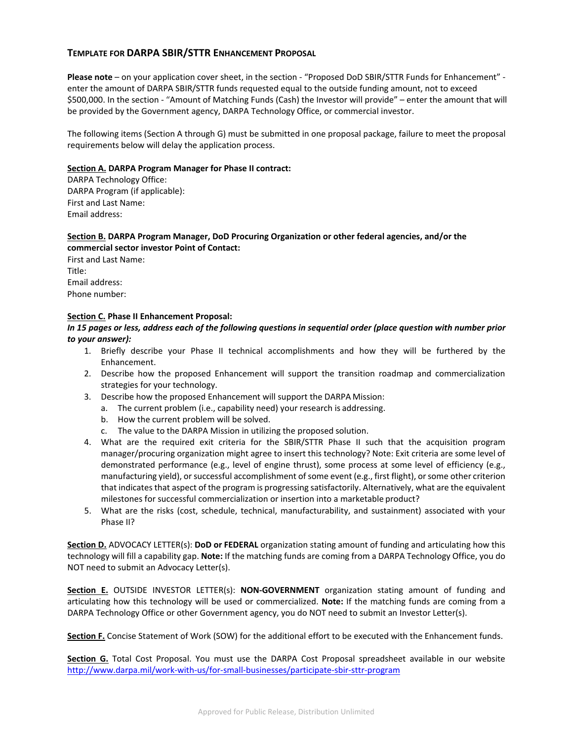## TEMPLATE FOR DARPA SBIR/STTR ENHANCEMENT PROPOSAL

**Please note** – on your application cover sheet, in the section - "Proposed DoD SBIR/STTR Funds for Enhancement" - enter the amount of DARPA SBIR/STTR funds requested equal to the outside funding amount, not to exceed $500,000. In the section - "Amount of Matching Funds (Cash) the Investor will provide" – enter the amount that will be provided by the Government agency, DARPA Technology Office, or commercial investor.

The following items (Section A through G) must be submitted in one proposal package, failure to meet the proposal requirements below will delay the application process.

**Section A. DARPA Program Manager for Phase II contract:**
DARPA Technology Office:
DARPA Program (if applicable):
First and Last Name:
Email address:

**Section B. DARPA Program Manager, DoD Procuring Organization or other federal agencies, and/or the commercial sector investor Point of Contact:**
First and Last Name:
Title:
Email address:
Phone number:

**Section C. Phase II Enhancement Proposal:**
***In 15 pages or less, address each of the following questions in sequential order (place question with number prior to your answer):***

1. Briefly describe your Phase II technical accomplishments and how they will be furthered by the Enhancement.
2. Describe how the proposed Enhancement will support the transition roadmap and commercialization strategies for your technology.
3. Describe how the proposed Enhancement will support the DARPA Mission:
   a. The current problem (i.e., capability need) your research is addressing.
   b. How the current problem will be solved.
   c. The value to the DARPA Mission in utilizing the proposed solution.
4. What are the required exit criteria for the SBIR/STTR Phase II such that the acquisition program manager/procuring organization might agree to insert this technology? Note: Exit criteria are some level of demonstrated performance (e.g., level of engine thrust), some process at some level of efficiency (e.g., manufacturing yield), or successful accomplishment of some event (e.g., first flight), or some other criterion that indicates that aspect of the program is progressing satisfactorily. Alternatively, what are the equivalent milestones for successful commercialization or insertion into a marketable product?
5. What are the risks (cost, schedule, technical, manufacturability, and sustainment) associated with your Phase II?

**Section D.** ADVOCACY LETTER(s): **DoD or FEDERAL** organization stating amount of funding and articulating how this technology will fill a capability gap. **Note:** If the matching funds are coming from a DARPA Technology Office, you do NOT need to submit an Advocacy Letter(s).

**Section E.** OUTSIDE INVESTOR LETTER(s): **NON-GOVERNMENT** organization stating amount of funding and articulating how this technology will be used or commercialized. **Note:** If the matching funds are coming from a DARPA Technology Office or other Government agency, you do NOT need to submit an Investor Letter(s).

**Section F.** Concise Statement of Work (SOW) for the additional effort to be executed with the Enhancement funds.

**Section G.** Total Cost Proposal. You must use the DARPA Cost Proposal spreadsheet available in our website http://www.darpa.mil/work-with-us/for-small-businesses/participate-sbir-sttr-program

Approved for Public Release, Distribution Unlimited